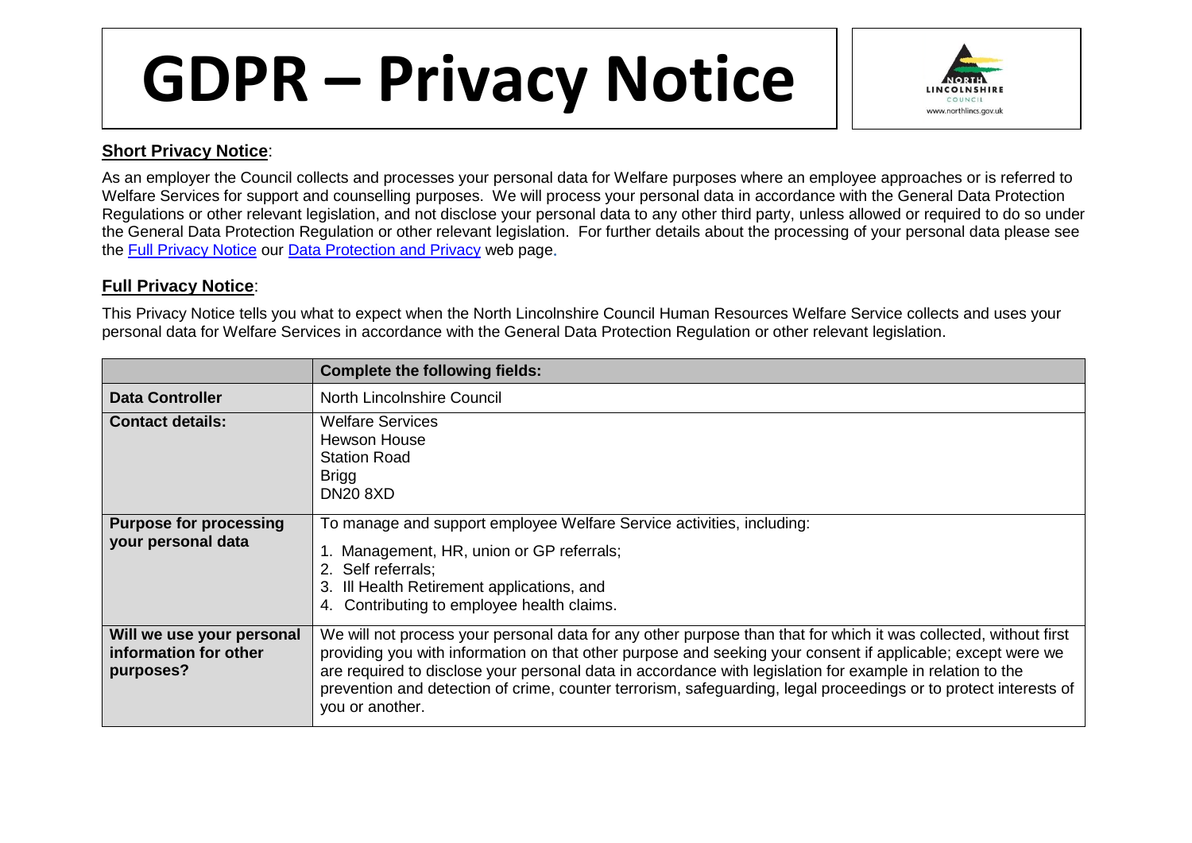# GDPR – Privacy Notice

## Short Privacy Notice:

As an employer the Council collects and processes your personal data for Welfare purposes where an employee approaches or is referred to Welfare Services for support and counselling purposes. We will process your personal data in accordance with the General Data Protection Regulations or other relevant legislation, and not disclose your personal data to any other third party, unless allowed or required to do so under the General Data Protection Regulation or other relevant legislation. For further details about the processing of your personal data please see the Full Privacy Notice our Data Protection and Privacy web page.

## Full Privacy Notice:

This Privacy Notice tells you what to expect when the North Lincolnshire Council Human Resources Welfare Service collects and uses your personal data for Welfare Services in accordance with the General Data Protection Regulation or other relevant legislation.

| | **Complete the following fields:** |
|---|---|
| **Data Controller** | North Lincolnshire Council |
| **Contact details:** | Welfare Services<br>Hewson House<br>Station Road<br>Brigg<br>DN20 8XD |
| **Purpose for processing your personal data** | To manage and support employee Welfare Service activities, including:<br>1. Management, HR, union or GP referrals;<br>2. Self referrals;<br>3. Ill Health Retirement applications, and<br>4. Contributing to employee health claims. |
| **Will we use your personal information for other purposes?** | We will not process your personal data for any other purpose than that for which it was collected, without first providing you with information on that other purpose and seeking your consent if applicable; except were we are required to disclose your personal data in accordance with legislation for example in relation to the prevention and detection of crime, counter terrorism, safeguarding, legal proceedings or to protect interests of you or another. |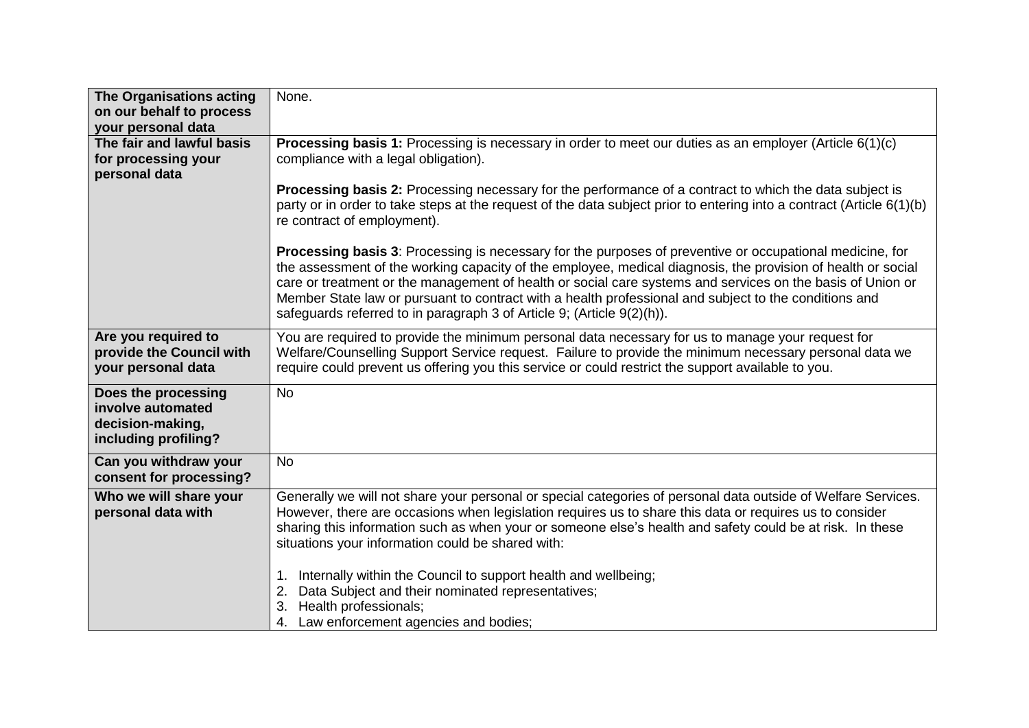| | |
|---|---|
| **The Organisations acting on our behalf to process your personal data** | None. |
| **The fair and lawful basis for processing your personal data** | **Processing basis 1:** Processing is necessary in order to meet our duties as an employer (Article 6(1)(c) compliance with a legal obligation).<br><br>**Processing basis 2:** Processing necessary for the performance of a contract to which the data subject is party or in order to take steps at the request of the data subject prior to entering into a contract (Article 6(1)(b) re contract of employment).<br><br>**Processing basis 3**: Processing is necessary for the purposes of preventive or occupational medicine, for the assessment of the working capacity of the employee, medical diagnosis, the provision of health or social care or treatment or the management of health or social care systems and services on the basis of Union or Member State law or pursuant to contract with a health professional and subject to the conditions and safeguards referred to in paragraph 3 of Article 9; (Article 9(2)(h)). |
| **Are you required to provide the Council with your personal data** | You are required to provide the minimum personal data necessary for us to manage your request for Welfare/Counselling Support Service request. Failure to provide the minimum necessary personal data we require could prevent us offering you this service or could restrict the support available to you. |
| **Does the processing involve automated decision-making, including profiling?** | No |
| **Can you withdraw your consent for processing?** | No |
| **Who we will share your personal data with** | Generally we will not share your personal or special categories of personal data outside of Welfare Services. However, there are occasions when legislation requires us to share this data or requires us to consider sharing this information such as when your or someone else's health and safety could be at risk. In these situations your information could be shared with:<br><br>1. Internally within the Council to support health and wellbeing;<br>2. Data Subject and their nominated representatives;<br>3. Health professionals;<br>4. Law enforcement agencies and bodies; |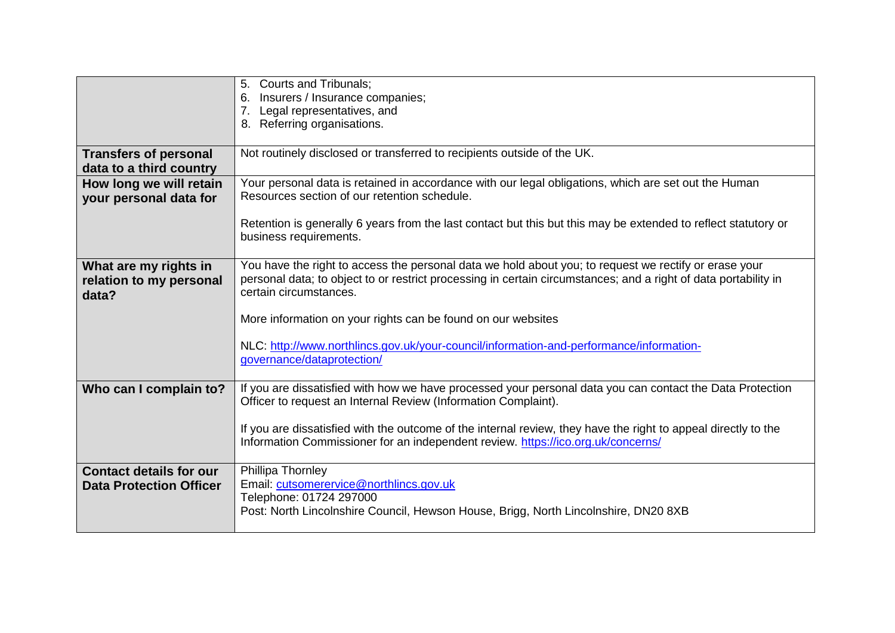| | |
|---|---|
| | 5. Courts and Tribunals;<br>6. Insurers / Insurance companies;<br>7. Legal representatives, and<br>8. Referring organisations. |
| **Transfers of personal data to a third country** | Not routinely disclosed or transferred to recipients outside of the UK. |
| **How long we will retain your personal data for** | Your personal data is retained in accordance with our legal obligations, which are set out the Human Resources section of our retention schedule.<br><br>Retention is generally 6 years from the last contact but this but this may be extended to reflect statutory or business requirements. |
| **What are my rights in relation to my personal data?** | You have the right to access the personal data we hold about you; to request we rectify or erase your personal data; to object to or restrict processing in certain circumstances; and a right of data portability in certain circumstances.<br><br>More information on your rights can be found on our websites<br><br>NLC: [http://www.northlincs.gov.uk/your-council/information-and-performance/information-governance/dataprotection/](http://www.northlincs.gov.uk/your-council/information-and-performance/information-governance/dataprotection/) |
| **Who can I complain to?** | If you are dissatisfied with how we have processed your personal data you can contact the Data Protection Officer to request an Internal Review (Information Complaint).<br><br>If you are dissatisfied with the outcome of the internal review, they have the right to appeal directly to the Information Commissioner for an independent review. [https://ico.org.uk/concerns/](https://ico.org.uk/concerns/) |
| **Contact details for our Data Protection Officer** | Phillipa Thornley<br>Email: [cutsomerervice@northlincs.gov.uk](mailto:cutsomerervice@northlincs.gov.uk)<br>Telephone: 01724 297000<br>Post: North Lincolnshire Council, Hewson House, Brigg, North Lincolnshire, DN20 8XB |